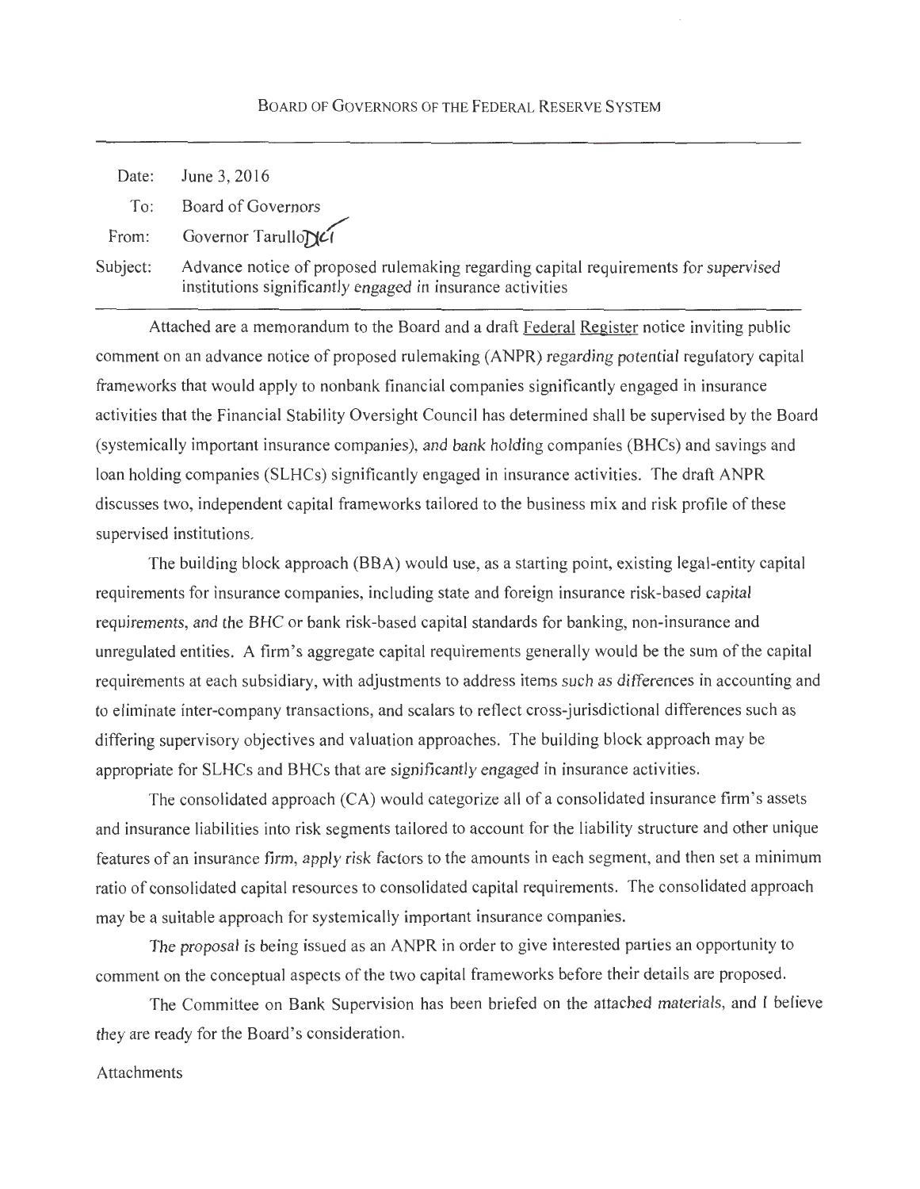BOARD OF GOVERNORS OF THE FEDERAL RESERVE SYSTEM

| | |
|---|---|
| Date: | June 3, 2016 |
| To: | Board of Governors |
| From: | Governor Tarullo DKT |
| Subject: | Advance notice of proposed rulemaking regarding capital requirements for supervised institutions significantly engaged in insurance activities |

Attached are a memorandum to the Board and a draft Federal Register notice inviting public comment on an advance notice of proposed rulemaking (ANPR) regarding potential regulatory capital frameworks that would apply to nonbank financial companies significantly engaged in insurance activities that the Financial Stability Oversight Council has determined shall be supervised by the Board (systemically important insurance companies), and bank holding companies (BHCs) and savings and loan holding companies (SLHCs) significantly engaged in insurance activities. The draft ANPR discusses two, independent capital frameworks tailored to the business mix and risk profile of these supervised institutions.

The building block approach (BBA) would use, as a starting point, existing legal-entity capital requirements for insurance companies, including state and foreign insurance risk-based capital requirements, and the BHC or bank risk-based capital standards for banking, non-insurance and unregulated entities. A firm's aggregate capital requirements generally would be the sum of the capital requirements at each subsidiary, with adjustments to address items such as differences in accounting and to eliminate inter-company transactions, and scalars to reflect cross-jurisdictional differences such as differing supervisory objectives and valuation approaches. The building block approach may be appropriate for SLHCs and BHCs that are significantly engaged in insurance activities.

The consolidated approach (CA) would categorize all of a consolidated insurance firm's assets and insurance liabilities into risk segments tailored to account for the liability structure and other unique features of an insurance firm, apply risk factors to the amounts in each segment, and then set a minimum ratio of consolidated capital resources to consolidated capital requirements. The consolidated approach may be a suitable approach for systemically important insurance companies.

The proposal is being issued as an ANPR in order to give interested parties an opportunity to comment on the conceptual aspects of the two capital frameworks before their details are proposed.

The Committee on Bank Supervision has been briefed on the attached materials, and I believe they are ready for the Board's consideration.

Attachments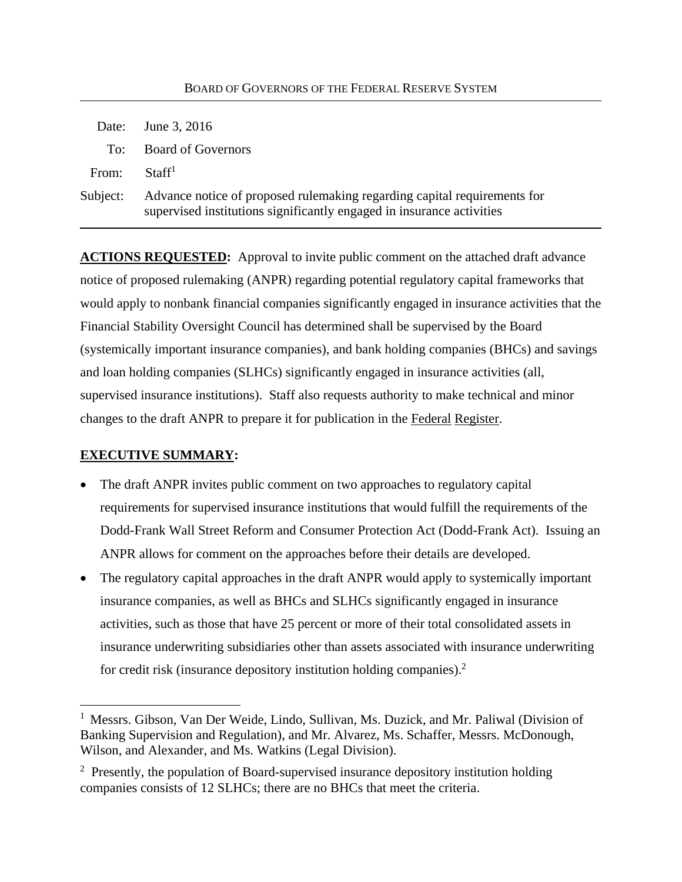BOARD OF GOVERNORS OF THE FEDERAL RESERVE SYSTEM

| | |
|---|---|
| Date: | June 3, 2016 |
| To: | Board of Governors |
| From: | Staff[1] |
| Subject: | Advance notice of proposed rulemaking regarding capital requirements for supervised institutions significantly engaged in insurance activities |

**ACTIONS REQUESTED:** Approval to invite public comment on the attached draft advance notice of proposed rulemaking (ANPR) regarding potential regulatory capital frameworks that would apply to nonbank financial companies significantly engaged in insurance activities that the Financial Stability Oversight Council has determined shall be supervised by the Board (systemically important insurance companies), and bank holding companies (BHCs) and savings and loan holding companies (SLHCs) significantly engaged in insurance activities (all, supervised insurance institutions). Staff also requests authority to make technical and minor changes to the draft ANPR to prepare it for publication in the Federal Register.

**EXECUTIVE SUMMARY:**

- The draft ANPR invites public comment on two approaches to regulatory capital requirements for supervised insurance institutions that would fulfill the requirements of the Dodd-Frank Wall Street Reform and Consumer Protection Act (Dodd-Frank Act). Issuing an ANPR allows for comment on the approaches before their details are developed.
- The regulatory capital approaches in the draft ANPR would apply to systemically important insurance companies, as well as BHCs and SLHCs significantly engaged in insurance activities, such as those that have 25 percent or more of their total consolidated assets in insurance underwriting subsidiaries other than assets associated with insurance underwriting for credit risk (insurance depository institution holding companies).[2]

---

[1] Messrs. Gibson, Van Der Weide, Lindo, Sullivan, Ms. Duzick, and Mr. Paliwal (Division of Banking Supervision and Regulation), and Mr. Alvarez, Ms. Schaffer, Messrs. McDonough, Wilson, and Alexander, and Ms. Watkins (Legal Division).

[2] Presently, the population of Board-supervised insurance depository institution holding companies consists of 12 SLHCs; there are no BHCs that meet the criteria.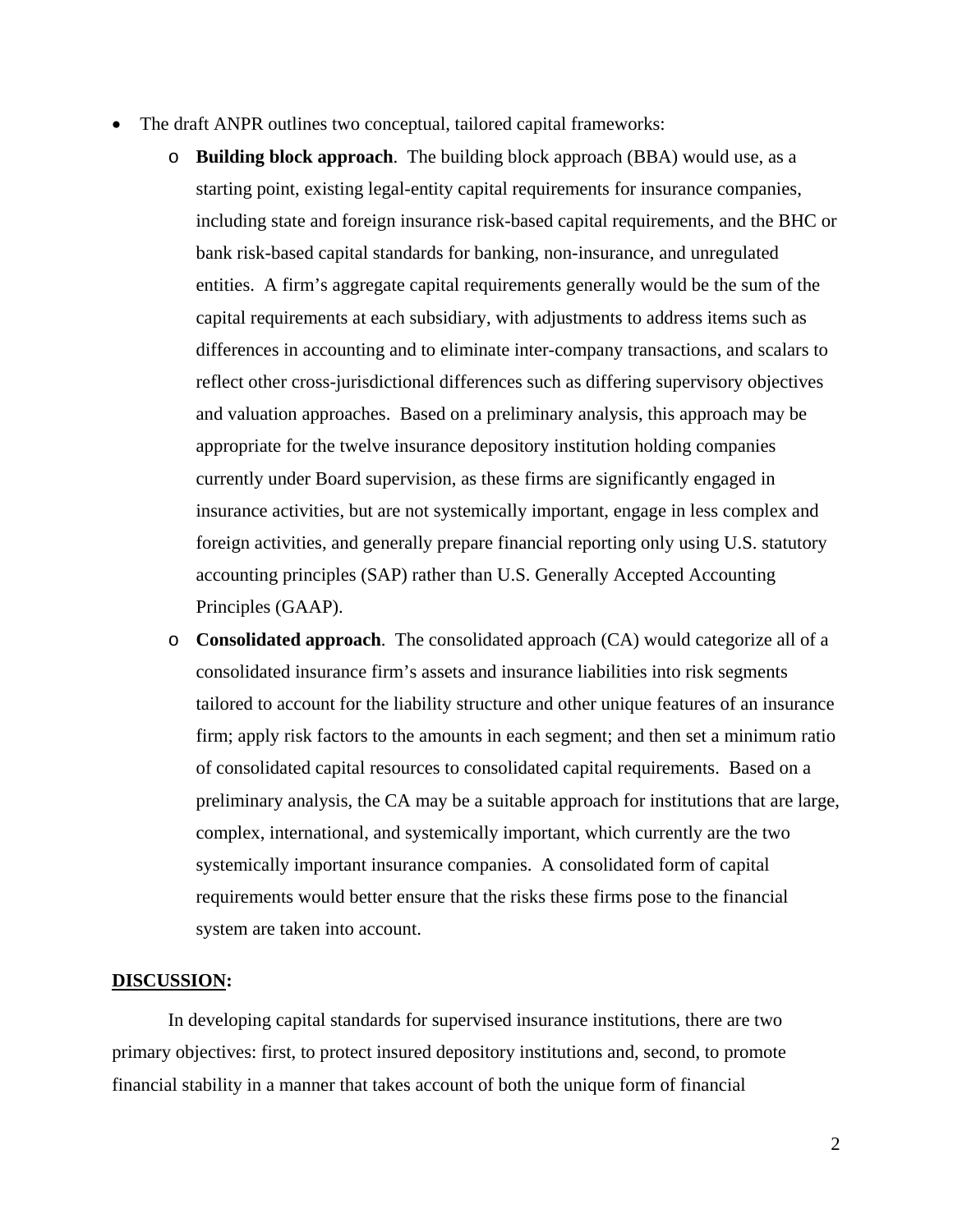- The draft ANPR outlines two conceptual, tailored capital frameworks:
  - **Building block approach**. The building block approach (BBA) would use, as a starting point, existing legal-entity capital requirements for insurance companies, including state and foreign insurance risk-based capital requirements, and the BHC or bank risk-based capital standards for banking, non-insurance, and unregulated entities. A firm's aggregate capital requirements generally would be the sum of the capital requirements at each subsidiary, with adjustments to address items such as differences in accounting and to eliminate inter-company transactions, and scalars to reflect other cross-jurisdictional differences such as differing supervisory objectives and valuation approaches. Based on a preliminary analysis, this approach may be appropriate for the twelve insurance depository institution holding companies currently under Board supervision, as these firms are significantly engaged in insurance activities, but are not systemically important, engage in less complex and foreign activities, and generally prepare financial reporting only using U.S. statutory accounting principles (SAP) rather than U.S. Generally Accepted Accounting Principles (GAAP).
  - **Consolidated approach**. The consolidated approach (CA) would categorize all of a consolidated insurance firm's assets and insurance liabilities into risk segments tailored to account for the liability structure and other unique features of an insurance firm; apply risk factors to the amounts in each segment; and then set a minimum ratio of consolidated capital resources to consolidated capital requirements. Based on a preliminary analysis, the CA may be a suitable approach for institutions that are large, complex, international, and systemically important, which currently are the two systemically important insurance companies. A consolidated form of capital requirements would better ensure that the risks these firms pose to the financial system are taken into account.

**DISCUSSION:**

In developing capital standards for supervised insurance institutions, there are two primary objectives: first, to protect insured depository institutions and, second, to promote financial stability in a manner that takes account of both the unique form of financial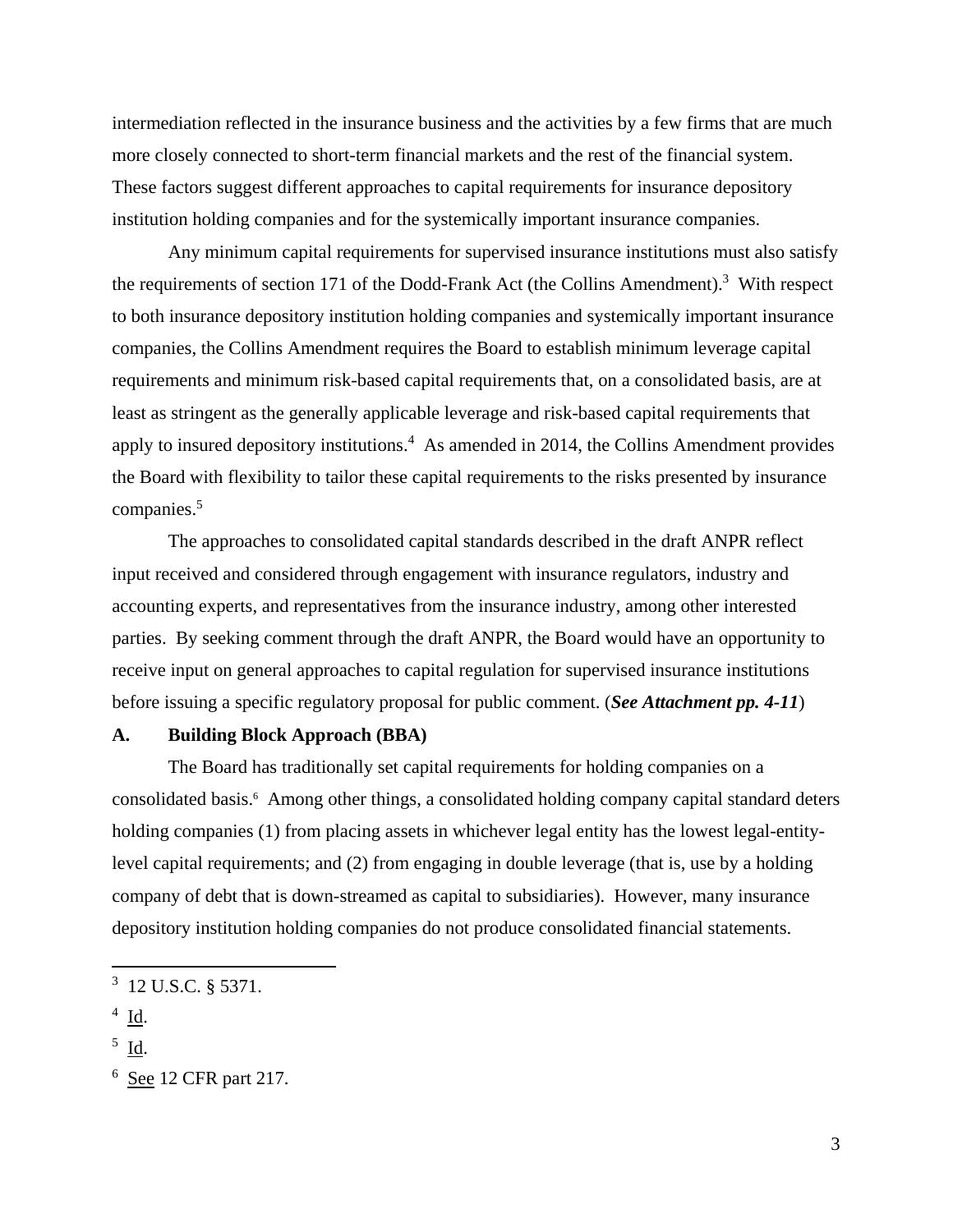intermediation reflected in the insurance business and the activities by a few firms that are much more closely connected to short-term financial markets and the rest of the financial system. These factors suggest different approaches to capital requirements for insurance depository institution holding companies and for the systemically important insurance companies.

Any minimum capital requirements for supervised insurance institutions must also satisfy the requirements of section 171 of the Dodd-Frank Act (the Collins Amendment).[3] With respect to both insurance depository institution holding companies and systemically important insurance companies, the Collins Amendment requires the Board to establish minimum leverage capital requirements and minimum risk-based capital requirements that, on a consolidated basis, are at least as stringent as the generally applicable leverage and risk-based capital requirements that apply to insured depository institutions.[4] As amended in 2014, the Collins Amendment provides the Board with flexibility to tailor these capital requirements to the risks presented by insurance companies.[5]

The approaches to consolidated capital standards described in the draft ANPR reflect input received and considered through engagement with insurance regulators, industry and accounting experts, and representatives from the insurance industry, among other interested parties. By seeking comment through the draft ANPR, the Board would have an opportunity to receive input on general approaches to capital regulation for supervised insurance institutions before issuing a specific regulatory proposal for public comment. (***See Attachment pp. 4-11***)

## A. Building Block Approach (BBA)

The Board has traditionally set capital requirements for holding companies on a consolidated basis.[6] Among other things, a consolidated holding company capital standard deters holding companies (1) from placing assets in whichever legal entity has the lowest legal-entity-level capital requirements; and (2) from engaging in double leverage (that is, use by a holding company of debt that is down-streamed as capital to subsidiaries). However, many insurance depository institution holding companies do not produce consolidated financial statements.

---

[3] 12 U.S.C. § 5371.

[4] Id.

[5] Id.

[6] See 12 CFR part 217.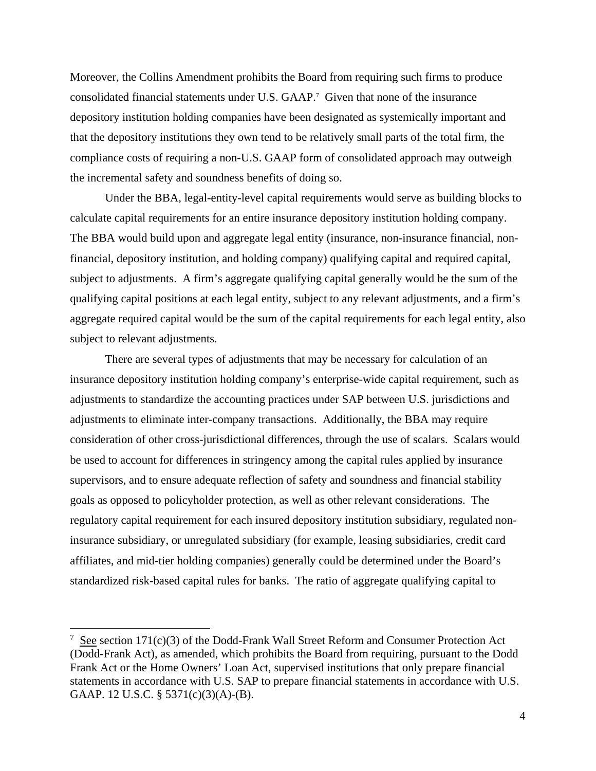Moreover, the Collins Amendment prohibits the Board from requiring such firms to produce consolidated financial statements under U.S. GAAP.[7] Given that none of the insurance depository institution holding companies have been designated as systemically important and that the depository institutions they own tend to be relatively small parts of the total firm, the compliance costs of requiring a non-U.S. GAAP form of consolidated approach may outweigh the incremental safety and soundness benefits of doing so.

Under the BBA, legal-entity-level capital requirements would serve as building blocks to calculate capital requirements for an entire insurance depository institution holding company. The BBA would build upon and aggregate legal entity (insurance, non-insurance financial, non-financial, depository institution, and holding company) qualifying capital and required capital, subject to adjustments. A firm's aggregate qualifying capital generally would be the sum of the qualifying capital positions at each legal entity, subject to any relevant adjustments, and a firm's aggregate required capital would be the sum of the capital requirements for each legal entity, also subject to relevant adjustments.

There are several types of adjustments that may be necessary for calculation of an insurance depository institution holding company's enterprise-wide capital requirement, such as adjustments to standardize the accounting practices under SAP between U.S. jurisdictions and adjustments to eliminate inter-company transactions. Additionally, the BBA may require consideration of other cross-jurisdictional differences, through the use of scalars. Scalars would be used to account for differences in stringency among the capital rules applied by insurance supervisors, and to ensure adequate reflection of safety and soundness and financial stability goals as opposed to policyholder protection, as well as other relevant considerations. The regulatory capital requirement for each insured depository institution subsidiary, regulated non-insurance subsidiary, or unregulated subsidiary (for example, leasing subsidiaries, credit card affiliates, and mid-tier holding companies) generally could be determined under the Board's standardized risk-based capital rules for banks. The ratio of aggregate qualifying capital to

---

[7] See section 171(c)(3) of the Dodd-Frank Wall Street Reform and Consumer Protection Act (Dodd-Frank Act), as amended, which prohibits the Board from requiring, pursuant to the Dodd Frank Act or the Home Owners' Loan Act, supervised institutions that only prepare financial statements in accordance with U.S. SAP to prepare financial statements in accordance with U.S. GAAP. 12 U.S.C. § 5371(c)(3)(A)-(B).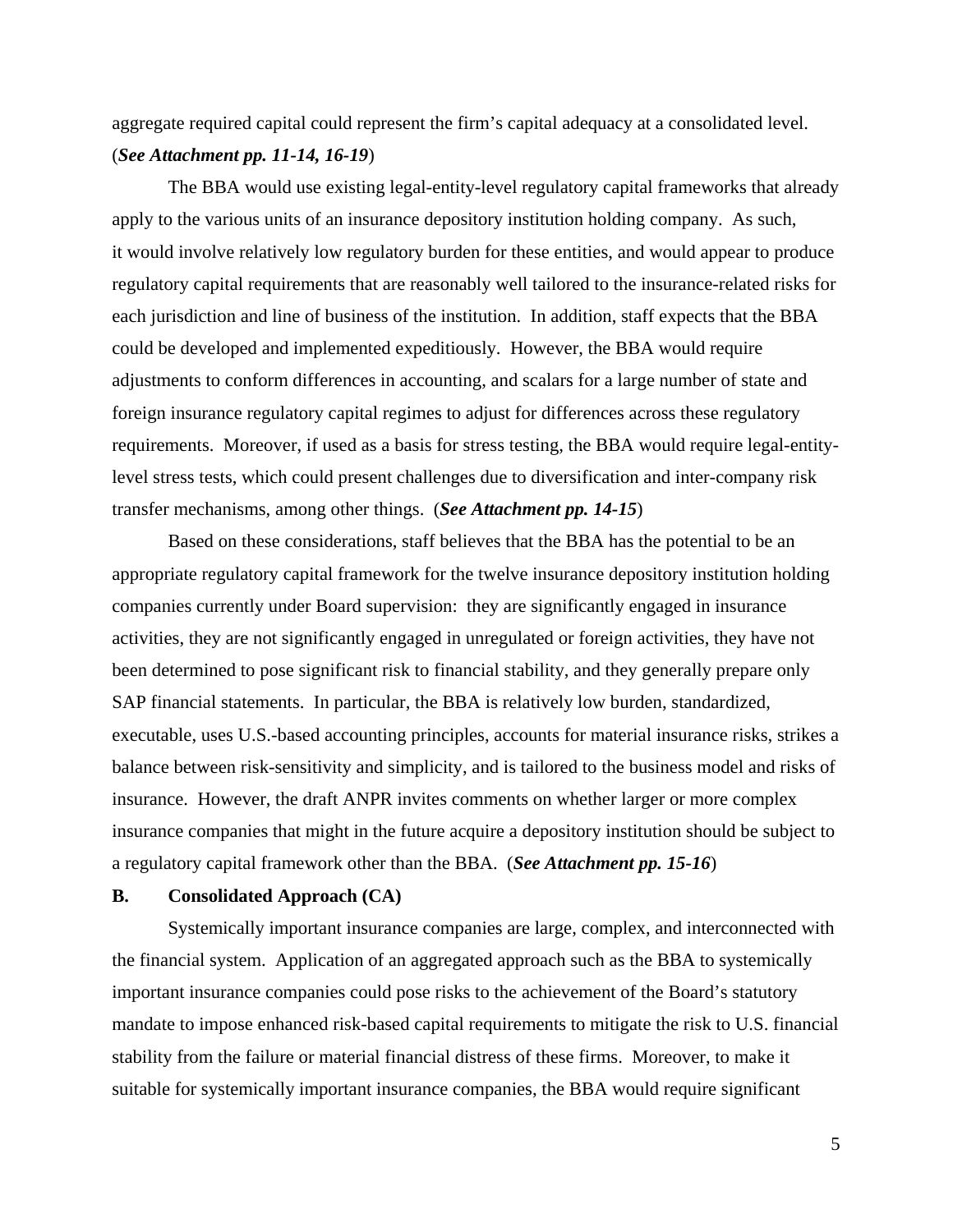aggregate required capital could represent the firm's capital adequacy at a consolidated level. (***See Attachment pp. 11-14, 16-19***)

The BBA would use existing legal-entity-level regulatory capital frameworks that already apply to the various units of an insurance depository institution holding company. As such, it would involve relatively low regulatory burden for these entities, and would appear to produce regulatory capital requirements that are reasonably well tailored to the insurance-related risks for each jurisdiction and line of business of the institution. In addition, staff expects that the BBA could be developed and implemented expeditiously. However, the BBA would require adjustments to conform differences in accounting, and scalars for a large number of state and foreign insurance regulatory capital regimes to adjust for differences across these regulatory requirements. Moreover, if used as a basis for stress testing, the BBA would require legal-entity-level stress tests, which could present challenges due to diversification and inter-company risk transfer mechanisms, among other things. (***See Attachment pp. 14-15***)

Based on these considerations, staff believes that the BBA has the potential to be an appropriate regulatory capital framework for the twelve insurance depository institution holding companies currently under Board supervision: they are significantly engaged in insurance activities, they are not significantly engaged in unregulated or foreign activities, they have not been determined to pose significant risk to financial stability, and they generally prepare only SAP financial statements. In particular, the BBA is relatively low burden, standardized, executable, uses U.S.-based accounting principles, accounts for material insurance risks, strikes a balance between risk-sensitivity and simplicity, and is tailored to the business model and risks of insurance. However, the draft ANPR invites comments on whether larger or more complex insurance companies that might in the future acquire a depository institution should be subject to a regulatory capital framework other than the BBA. (***See Attachment pp. 15-16***)

**B. Consolidated Approach (CA)**

Systemically important insurance companies are large, complex, and interconnected with the financial system. Application of an aggregated approach such as the BBA to systemically important insurance companies could pose risks to the achievement of the Board's statutory mandate to impose enhanced risk-based capital requirements to mitigate the risk to U.S. financial stability from the failure or material financial distress of these firms. Moreover, to make it suitable for systemically important insurance companies, the BBA would require significant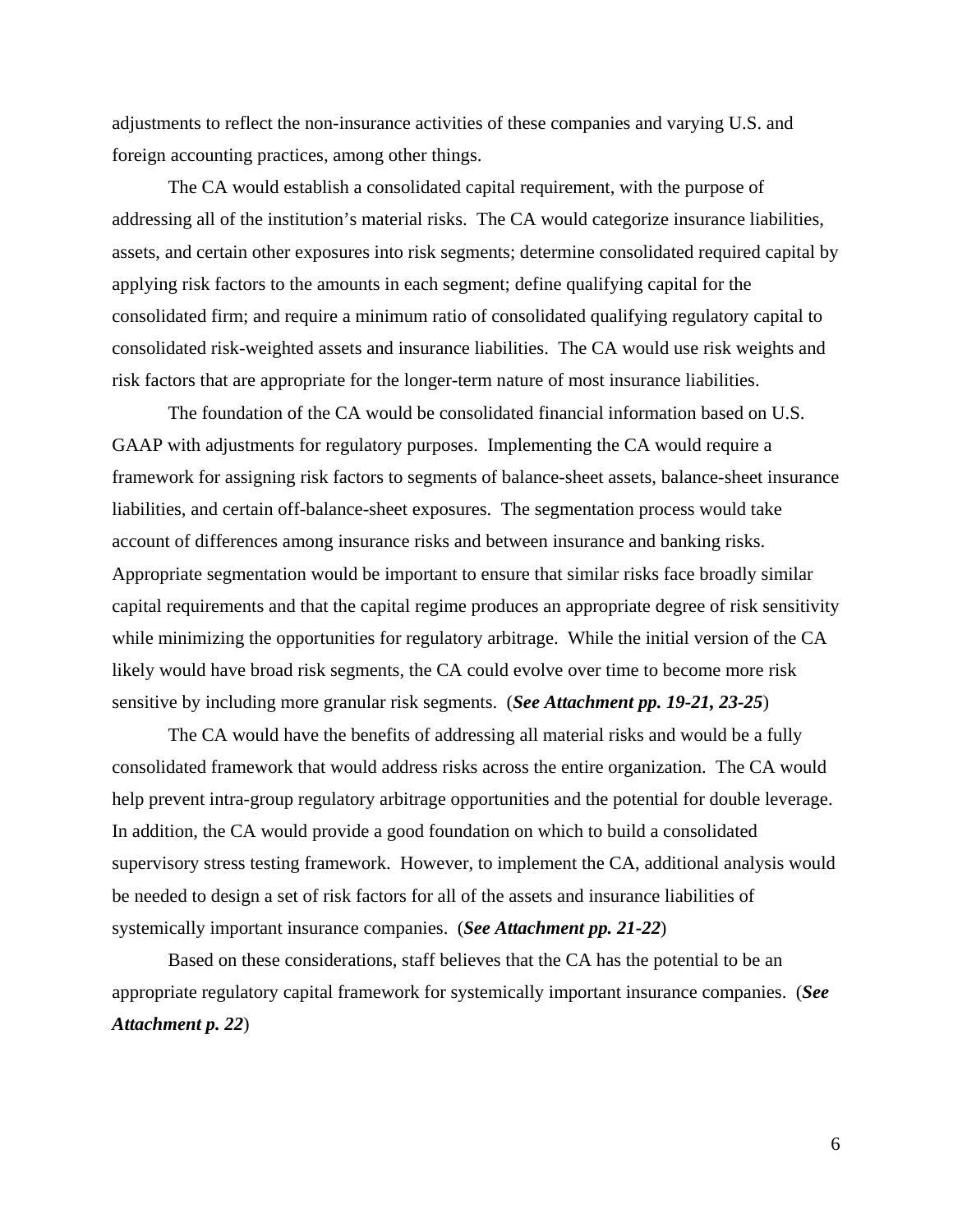adjustments to reflect the non-insurance activities of these companies and varying U.S. and foreign accounting practices, among other things.

The CA would establish a consolidated capital requirement, with the purpose of addressing all of the institution's material risks. The CA would categorize insurance liabilities, assets, and certain other exposures into risk segments; determine consolidated required capital by applying risk factors to the amounts in each segment; define qualifying capital for the consolidated firm; and require a minimum ratio of consolidated qualifying regulatory capital to consolidated risk-weighted assets and insurance liabilities. The CA would use risk weights and risk factors that are appropriate for the longer-term nature of most insurance liabilities.

The foundation of the CA would be consolidated financial information based on U.S. GAAP with adjustments for regulatory purposes. Implementing the CA would require a framework for assigning risk factors to segments of balance-sheet assets, balance-sheet insurance liabilities, and certain off-balance-sheet exposures. The segmentation process would take account of differences among insurance risks and between insurance and banking risks. Appropriate segmentation would be important to ensure that similar risks face broadly similar capital requirements and that the capital regime produces an appropriate degree of risk sensitivity while minimizing the opportunities for regulatory arbitrage. While the initial version of the CA likely would have broad risk segments, the CA could evolve over time to become more risk sensitive by including more granular risk segments. (***See Attachment pp. 19-21, 23-25***)

The CA would have the benefits of addressing all material risks and would be a fully consolidated framework that would address risks across the entire organization. The CA would help prevent intra-group regulatory arbitrage opportunities and the potential for double leverage. In addition, the CA would provide a good foundation on which to build a consolidated supervisory stress testing framework. However, to implement the CA, additional analysis would be needed to design a set of risk factors for all of the assets and insurance liabilities of systemically important insurance companies. (***See Attachment pp. 21-22***)

Based on these considerations, staff believes that the CA has the potential to be an appropriate regulatory capital framework for systemically important insurance companies. (***See Attachment p. 22***)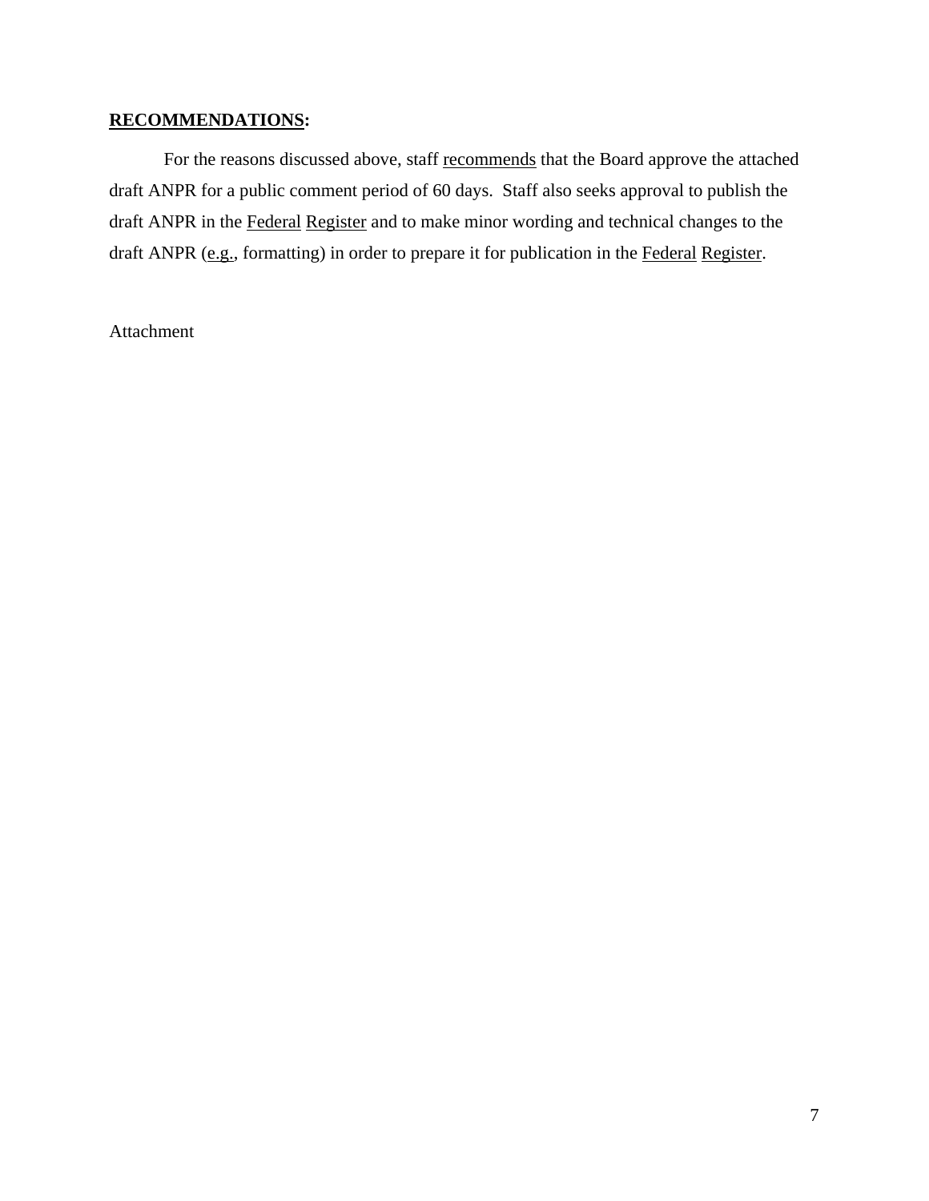**RECOMMENDATIONS:**

For the reasons discussed above, staff recommends that the Board approve the attached draft ANPR for a public comment period of 60 days. Staff also seeks approval to publish the draft ANPR in the Federal Register and to make minor wording and technical changes to the draft ANPR (e.g., formatting) in order to prepare it for publication in the Federal Register.

Attachment